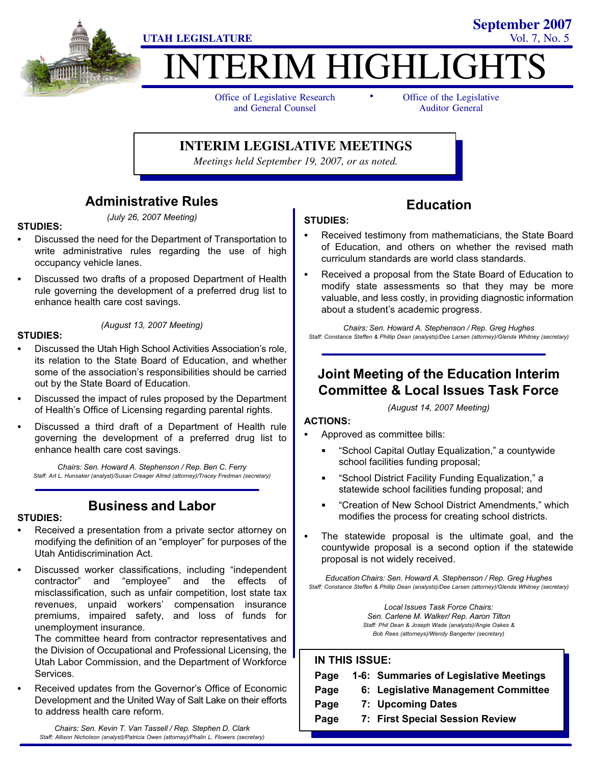UTAH LEGISLATURE

September 2007
Vol. 7, No. 5

# INTERIM HIGHLIGHTS

Office of Legislative Research and General Counsel • Office of the Legislative Auditor General

## INTERIM LEGISLATIVE MEETINGS

*Meetings held September 19, 2007, or as noted.*

## Administrative Rules

*(July 26, 2007 Meeting)*

**STUDIES:**

- Discussed the need for the Department of Transportation to write administrative rules regarding the use of high occupancy vehicle lanes.
- Discussed two drafts of a proposed Department of Health rule governing the development of a preferred drug list to enhance health care cost savings.

*(August 13, 2007 Meeting)*

**STUDIES:**

- Discussed the Utah High School Activities Association's role, its relation to the State Board of Education, and whether some of the association's responsibilities should be carried out by the State Board of Education.
- Discussed the impact of rules proposed by the Department of Health's Office of Licensing regarding parental rights.
- Discussed a third draft of a Department of Health rule governing the development of a preferred drug list to enhance health care cost savings.

*Chairs: Sen. Howard A. Stephenson / Rep. Ben C. Ferry*
*Staff: Art L. Hunsaker (analyst)/Susan Creager Allred (attorney)/Tracey Fredman (secretary)*

## Business and Labor

**STUDIES:**

- Received a presentation from a private sector attorney on modifying the definition of an "employer" for purposes of the Utah Antidiscrimination Act.
- Discussed worker classifications, including "independent contractor" and "employee" and the effects of misclassification, such as unfair competition, lost state tax revenues, unpaid workers' compensation insurance premiums, impaired safety, and loss of funds for unemployment insurance.
  The committee heard from contractor representatives and the Division of Occupational and Professional Licensing, the Utah Labor Commission, and the Department of Workforce Services.
- Received updates from the Governor's Office of Economic Development and the United Way of Salt Lake on their efforts to address health care reform.

*Chairs: Sen. Kevin T. Van Tassell / Rep. Stephen D. Clark*
*Staff: Allison Nicholson (analyst)/Patricia Owen (attorney)/Phalin L. Flowers (secretary)*

## Education

**STUDIES:**

- Received testimony from mathematicians, the State Board of Education, and others on whether the revised math curriculum standards are world class standards.
- Received a proposal from the State Board of Education to modify state assessments so that they may be more valuable, and less costly, in providing diagnostic information about a student's academic progress.

*Chairs: Sen. Howard A. Stephenson / Rep. Greg Hughes*
*Staff: Constance Steffen & Phillip Dean (analysts)/Dee Larsen (attorney)/Glenda Whitney (secretary)*

## Joint Meeting of the Education Interim Committee & Local Issues Task Force

*(August 14, 2007 Meeting)*

**ACTIONS:**

- Approved as committee bills:
  - "School Capital Outlay Equalization," a countywide school facilities funding proposal;
  - "School District Facility Funding Equalization," a statewide school facilities funding proposal; and
  - "Creation of New School District Amendments," which modifies the process for creating school districts.
- The statewide proposal is the ultimate goal, and the countywide proposal is a second option if the statewide proposal is not widely received.

*Education Chairs: Sen. Howard A. Stephenson / Rep. Greg Hughes*
*Staff: Constance Steffen & Phillip Dean (analysts)/Dee Larsen (attorney)/Glenda Whitney (secretary)*

*Local Issues Task Force Chairs:*
*Sen. Carlene M. Walker/ Rep. Aaron Tilton*
*Staff: Phil Dean & Joseph Wade (analysts)/Angie Oakes & Bob Rees (attorneys)/Wendy Bangerter (secretary)*

**IN THIS ISSUE:**

| | |
|---|---|
| Page 1-6: | Summaries of Legislative Meetings |
| Page 6: | Legislative Management Committee |
| Page 7: | Upcoming Dates |
| Page 7: | First Special Session Review |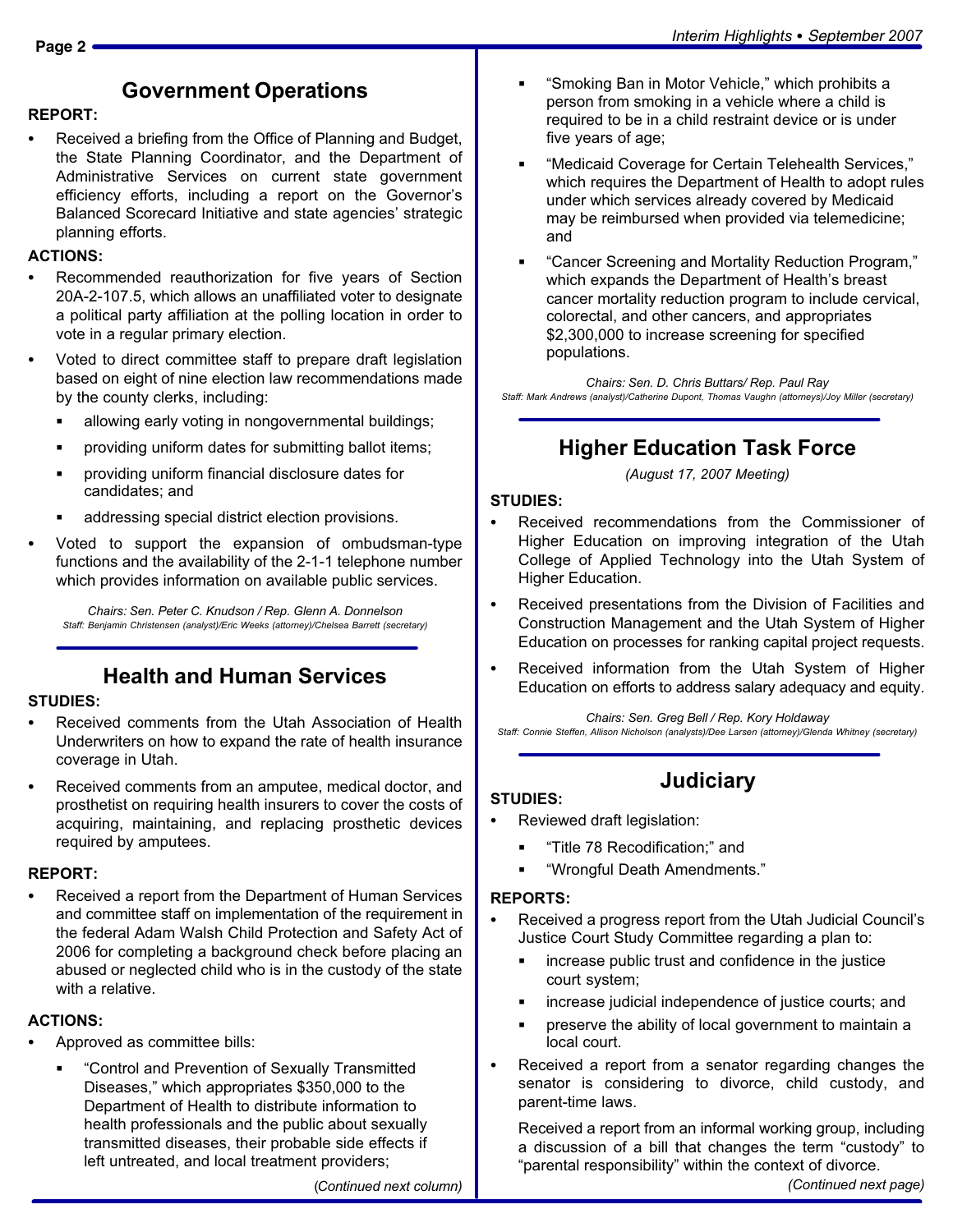## Government Operations

**REPORT:**

- Received a briefing from the Office of Planning and Budget, the State Planning Coordinator, and the Department of Administrative Services on current state government efficiency efforts, including a report on the Governor's Balanced Scorecard Initiative and state agencies' strategic planning efforts.

**ACTIONS:**

- Recommended reauthorization for five years of Section 20A-2-107.5, which allows an unaffiliated voter to designate a political party affiliation at the polling location in order to vote in a regular primary election.
- Voted to direct committee staff to prepare draft legislation based on eight of nine election law recommendations made by the county clerks, including:
  - allowing early voting in nongovernmental buildings;
  - providing uniform dates for submitting ballot items;
  - providing uniform financial disclosure dates for candidates; and
  - addressing special district election provisions.
- Voted to support the expansion of ombudsman-type functions and the availability of the 2-1-1 telephone number which provides information on available public services.

*Chairs: Sen. Peter C. Knudson / Rep. Glenn A. Donnelson*
*Staff: Benjamin Christensen (analyst)/Eric Weeks (attorney)/Chelsea Barrett (secretary)*

## Health and Human Services

**STUDIES:**

- Received comments from the Utah Association of Health Underwriters on how to expand the rate of health insurance coverage in Utah.
- Received comments from an amputee, medical doctor, and prosthetist on requiring health insurers to cover the costs of acquiring, maintaining, and replacing prosthetic devices required by amputees.

**REPORT:**

- Received a report from the Department of Human Services and committee staff on implementation of the requirement in the federal Adam Walsh Child Protection and Safety Act of 2006 for completing a background check before placing an abused or neglected child who is in the custody of the state with a relative.

**ACTIONS:**

- Approved as committee bills:
  - "Control and Prevention of Sexually Transmitted Diseases," which appropriates $350,000 to the Department of Health to distribute information to health professionals and the public about sexually transmitted diseases, their probable side effects if left untreated, and local treatment providers;
  - "Smoking Ban in Motor Vehicle," which prohibits a person from smoking in a vehicle where a child is required to be in a child restraint device or is under five years of age;
  - "Medicaid Coverage for Certain Telehealth Services," which requires the Department of Health to adopt rules under which services already covered by Medicaid may be reimbursed when provided via telemedicine; and
  - "Cancer Screening and Mortality Reduction Program," which expands the Department of Health's breast cancer mortality reduction program to include cervical, colorectal, and other cancers, and appropriates $2,300,000 to increase screening for specified populations.

*Chairs: Sen. D. Chris Buttars/ Rep. Paul Ray*
*Staff: Mark Andrews (analyst)/Catherine Dupont, Thomas Vaughn (attorneys)/Joy Miller (secretary)*

## Higher Education Task Force

*(August 17, 2007 Meeting)*

**STUDIES:**

- Received recommendations from the Commissioner of Higher Education on improving integration of the Utah College of Applied Technology into the Utah System of Higher Education.
- Received presentations from the Division of Facilities and Construction Management and the Utah System of Higher Education on processes for ranking capital project requests.
- Received information from the Utah System of Higher Education on efforts to address salary adequacy and equity.

*Chairs: Sen. Greg Bell / Rep. Kory Holdaway*
*Staff: Connie Steffen, Allison Nicholson (analysts)/Dee Larsen (attorney)/Glenda Whitney (secretary)*

## Judiciary

**STUDIES:**

- Reviewed draft legislation:
  - "Title 78 Recodification;" and
  - "Wrongful Death Amendments."

**REPORTS:**

- Received a progress report from the Utah Judicial Council's Justice Court Study Committee regarding a plan to:
  - increase public trust and confidence in the justice court system;
  - increase judicial independence of justice courts; and
  - preserve the ability of local government to maintain a local court.
- Received a report from a senator regarding changes the senator is considering to divorce, child custody, and parent-time laws.

  Received a report from an informal working group, including a discussion of a bill that changes the term "custody" to "parental responsibility" within the context of divorce.

*(Continued next page)*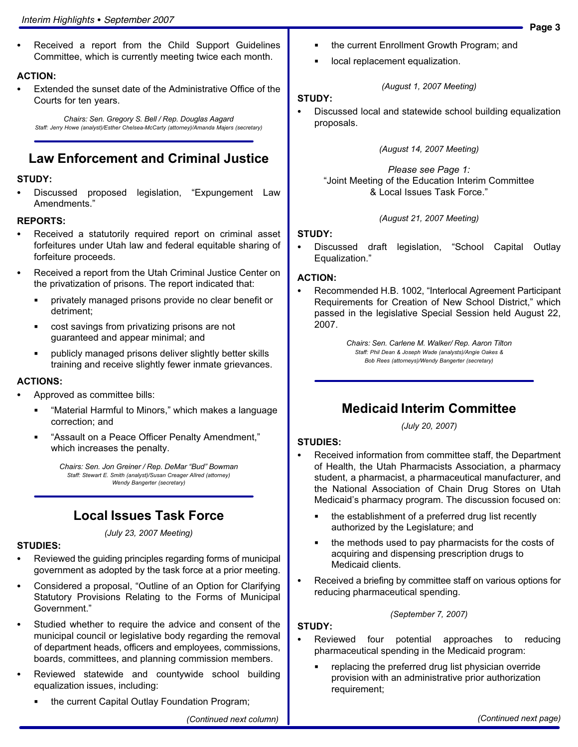- Received a report from the Child Support Guidelines Committee, which is currently meeting twice each month.

**ACTION:**

- Extended the sunset date of the Administrative Office of the Courts for ten years.

*Chairs: Sen. Gregory S. Bell / Rep. Douglas Aagard*
*Staff: Jerry Howe (analyst)/Esther Chelsea-McCarty (attorney)/Amanda Majers (secretary)*

## Law Enforcement and Criminal Justice

**STUDY:**

- Discussed proposed legislation, "Expungement Law Amendments."

**REPORTS:**

- Received a statutorily required report on criminal asset forfeitures under Utah law and federal equitable sharing of forfeiture proceeds.
- Received a report from the Utah Criminal Justice Center on the privatization of prisons. The report indicated that:
  - privately managed prisons provide no clear benefit or detriment;
  - cost savings from privatizing prisons are not guaranteed and appear minimal; and
  - publicly managed prisons deliver slightly better skills training and receive slightly fewer inmate grievances.

**ACTIONS:**

- Approved as committee bills:
  - "Material Harmful to Minors," which makes a language correction; and
  - "Assault on a Peace Officer Penalty Amendment," which increases the penalty.

*Chairs: Sen. Jon Greiner / Rep. DeMar "Bud" Bowman*
*Staff: Stewart E. Smith (analyst)/Susan Creager Allred (attorney)*
*Wendy Bangerter (secretary)*

## Local Issues Task Force

*(July 23, 2007 Meeting)*

**STUDIES:**

- Reviewed the guiding principles regarding forms of municipal government as adopted by the task force at a prior meeting.
- Considered a proposal, "Outline of an Option for Clarifying Statutory Provisions Relating to the Forms of Municipal Government."
- Studied whether to require the advice and consent of the municipal council or legislative body regarding the removal of department heads, officers and employees, commissions, boards, committees, and planning commission members.
- Reviewed statewide and countywide school building equalization issues, including:
  - the current Capital Outlay Foundation Program;
  - the current Enrollment Growth Program; and
  - local replacement equalization.

*(August 1, 2007 Meeting)*

**STUDY:**

- Discussed local and statewide school building equalization proposals.

*(August 14, 2007 Meeting)*

*Please see Page 1:*
"Joint Meeting of the Education Interim Committee & Local Issues Task Force."

*(August 21, 2007 Meeting)*

**STUDY:**

- Discussed draft legislation, "School Capital Outlay Equalization."

**ACTION:**

- Recommended H.B. 1002, "Interlocal Agreement Participant Requirements for Creation of New School District," which passed in the legislative Special Session held August 22, 2007.

*Chairs: Sen. Carlene M. Walker/ Rep. Aaron Tilton*
*Staff: Phil Dean & Joseph Wade (analysts)/Angie Oakes &*
*Bob Rees (attorneys)/Wendy Bangerter (secretary)*

## Medicaid Interim Committee

*(July 20, 2007)*

**STUDIES:**

- Received information from committee staff, the Department of Health, the Utah Pharmacists Association, a pharmacy student, a pharmacist, a pharmaceutical manufacturer, and the National Association of Chain Drug Stores on Utah Medicaid's pharmacy program. The discussion focused on:
  - the establishment of a preferred drug list recently authorized by the Legislature; and
  - the methods used to pay pharmacists for the costs of acquiring and dispensing prescription drugs to Medicaid clients.
- Received a briefing by committee staff on various options for reducing pharmaceutical spending.

*(September 7, 2007)*

**STUDY:**

- Reviewed four potential approaches to reducing pharmaceutical spending in the Medicaid program:
  - replacing the preferred drug list physician override provision with an administrative prior authorization requirement;

*(Continued next page)*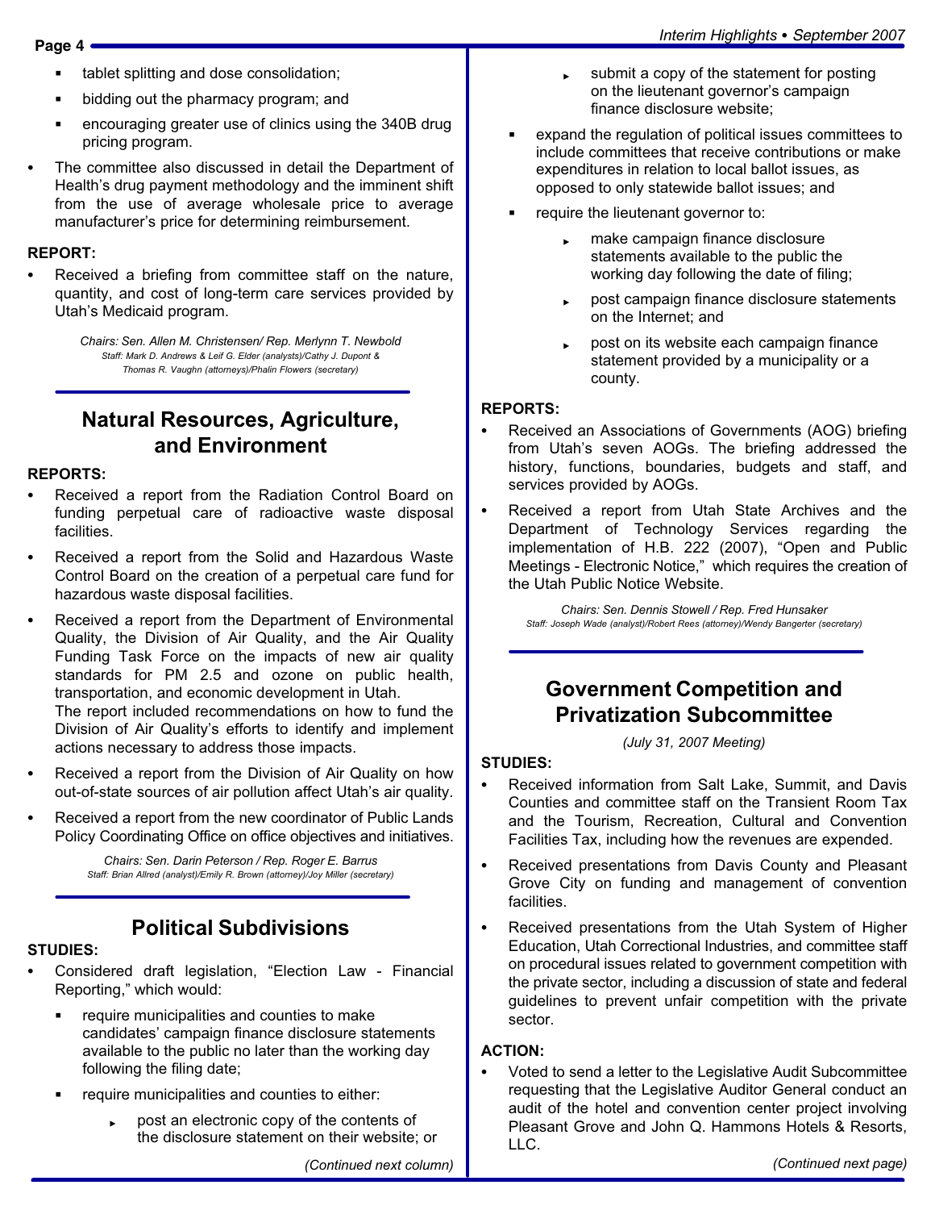- tablet splitting and dose consolidation;
- bidding out the pharmacy program; and
- encouraging greater use of clinics using the 340B drug pricing program.

- The committee also discussed in detail the Department of Health's drug payment methodology and the imminent shift from the use of average wholesale price to average manufacturer's price for determining reimbursement.

**REPORT:**

- Received a briefing from committee staff on the nature, quantity, and cost of long-term care services provided by Utah's Medicaid program.

*Chairs: Sen. Allen M. Christensen/ Rep. Merlynn T. Newbold*
*Staff: Mark D. Andrews & Leif G. Elder (analysts)/Cathy J. Dupont & Thomas R. Vaughn (attorneys)/Phalin Flowers (secretary)*

## Natural Resources, Agriculture, and Environment

**REPORTS:**

- Received a report from the Radiation Control Board on funding perpetual care of radioactive waste disposal facilities.
- Received a report from the Solid and Hazardous Waste Control Board on the creation of a perpetual care fund for hazardous waste disposal facilities.
- Received a report from the Department of Environmental Quality, the Division of Air Quality, and the Air Quality Funding Task Force on the impacts of new air quality standards for PM 2.5 and ozone on public health, transportation, and economic development in Utah.
  The report included recommendations on how to fund the Division of Air Quality's efforts to identify and implement actions necessary to address those impacts.
- Received a report from the Division of Air Quality on how out-of-state sources of air pollution affect Utah's air quality.
- Received a report from the new coordinator of Public Lands Policy Coordinating Office on office objectives and initiatives.

*Chairs: Sen. Darin Peterson / Rep. Roger E. Barrus*
*Staff: Brian Allred (analyst)/Emily R. Brown (attorney)/Joy Miller (secretary)*

## Political Subdivisions

**STUDIES:**

- Considered draft legislation, "Election Law - Financial Reporting," which would:
  - require municipalities and counties to make candidates' campaign finance disclosure statements available to the public no later than the working day following the filing date;
  - require municipalities and counties to either:
    - post an electronic copy of the contents of the disclosure statement on their website; or
    - submit a copy of the statement for posting on the lieutenant governor's campaign finance disclosure website;
  - expand the regulation of political issues committees to include committees that receive contributions or make expenditures in relation to local ballot issues, as opposed to only statewide ballot issues; and
  - require the lieutenant governor to:
    - make campaign finance disclosure statements available to the public the working day following the date of filing;
    - post campaign finance disclosure statements on the Internet; and
    - post on its website each campaign finance statement provided by a municipality or a county.

**REPORTS:**

- Received an Associations of Governments (AOG) briefing from Utah's seven AOGs. The briefing addressed the history, functions, boundaries, budgets and staff, and services provided by AOGs.
- Received a report from Utah State Archives and the Department of Technology Services regarding the implementation of H.B. 222 (2007), "Open and Public Meetings - Electronic Notice," which requires the creation of the Utah Public Notice Website.

*Chairs: Sen. Dennis Stowell / Rep. Fred Hunsaker*
*Staff: Joseph Wade (analyst)/Robert Rees (attorney)/Wendy Bangerter (secretary)*

## Government Competition and Privatization Subcommittee

*(July 31, 2007 Meeting)*

**STUDIES:**

- Received information from Salt Lake, Summit, and Davis Counties and committee staff on the Transient Room Tax and the Tourism, Recreation, Cultural and Convention Facilities Tax, including how the revenues are expended.
- Received presentations from Davis County and Pleasant Grove City on funding and management of convention facilities.
- Received presentations from the Utah System of Higher Education, Utah Correctional Industries, and committee staff on procedural issues related to government competition with the private sector, including a discussion of state and federal guidelines to prevent unfair competition with the private sector.

**ACTION:**

- Voted to send a letter to the Legislative Audit Subcommittee requesting that the Legislative Auditor General conduct an audit of the hotel and convention center project involving Pleasant Grove and John Q. Hammons Hotels & Resorts, LLC.

*(Continued next page)*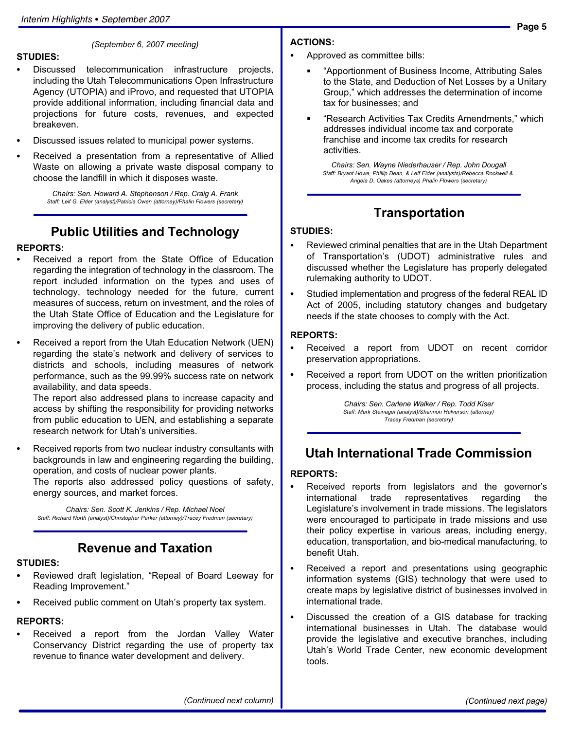*(September 6, 2007 meeting)*

**STUDIES:**

- Discussed telecommunication infrastructure projects, including the Utah Telecommunications Open Infrastructure Agency (UTOPIA) and iProvo, and requested that UTOPIA provide additional information, including financial data and projections for future costs, revenues, and expected breakeven.
- Discussed issues related to municipal power systems.
- Received a presentation from a representative of Allied Waste on allowing a private waste disposal company to choose the landfill in which it disposes waste.

*Chairs: Sen. Howard A. Stephenson / Rep. Craig A. Frank*
*Staff: Leif G. Elder (analyst)/Patricia Owen (attorney)/Phalin Flowers (secretary)*

## Public Utilities and Technology

**REPORTS:**

- Received a report from the State Office of Education regarding the integration of technology in the classroom. The report included information on the types and uses of technology, technology needed for the future, current measures of success, return on investment, and the roles of the Utah State Office of Education and the Legislature for improving the delivery of public education.
- Received a report from the Utah Education Network (UEN) regarding the state's network and delivery of services to districts and schools, including measures of network performance, such as the 99.99% success rate on network availability, and data speeds.
  The report also addressed plans to increase capacity and access by shifting the responsibility for providing networks from public education to UEN, and establishing a separate research network for Utah's universities.
- Received reports from two nuclear industry consultants with backgrounds in law and engineering regarding the building, operation, and costs of nuclear power plants.
  The reports also addressed policy questions of safety, energy sources, and market forces.

*Chairs: Sen. Scott K. Jenkins / Rep. Michael Noel*
*Staff: Richard North (analyst)/Christopher Parker (attorney)/Tracey Fredman (secretary)*

## Revenue and Taxation

**STUDIES:**

- Reviewed draft legislation, "Repeal of Board Leeway for Reading Improvement."
- Received public comment on Utah's property tax system.

**REPORTS:**

- Received a report from the Jordan Valley Water Conservancy District regarding the use of property tax revenue to finance water development and delivery.

**ACTIONS:**

- Approved as committee bills:
  - "Apportionment of Business Income, Attributing Sales to the State, and Deduction of Net Losses by a Unitary Group," which addresses the determination of income tax for businesses; and
  - "Research Activities Tax Credits Amendments," which addresses individual income tax and corporate franchise and income tax credits for research activities.

*Chairs: Sen. Wayne Niederhauser / Rep. John Dougall*
*Staff: Bryant Howe, Phillip Dean, & Leif Elder (analysts)/Rebecca Rockwell & Angela D. Oakes (attorneys) Phalin Flowers (secretary)*

## Transportation

**STUDIES:**

- Reviewed criminal penalties that are in the Utah Department of Transportation's (UDOT) administrative rules and discussed whether the Legislature has properly delegated rulemaking authority to UDOT.
- Studied implementation and progress of the federal REAL ID Act of 2005, including statutory changes and budgetary needs if the state chooses to comply with the Act.

**REPORTS:**

- Received a report from UDOT on recent corridor preservation appropriations.
- Received a report from UDOT on the written prioritization process, including the status and progress of all projects.

*Chairs: Sen. Carlene Walker / Rep. Todd Kiser*
*Staff: Mark Steinagel (analyst)/Shannon Halverson (attorney)*
*Tracey Fredman (secretary)*

## Utah International Trade Commission

**REPORTS:**

- Received reports from legislators and the governor's international trade representatives regarding the Legislature's involvement in trade missions. The legislators were encouraged to participate in trade missions and use their policy expertise in various areas, including energy, education, transportation, and bio-medical manufacturing, to benefit Utah.
- Received a report and presentations using geographic information systems (GIS) technology that were used to create maps by legislative district of businesses involved in international trade.
- Discussed the creation of a GIS database for tracking international businesses in Utah. The database would provide the legislative and executive branches, including Utah's World Trade Center, new economic development tools.

*(Continued next page)*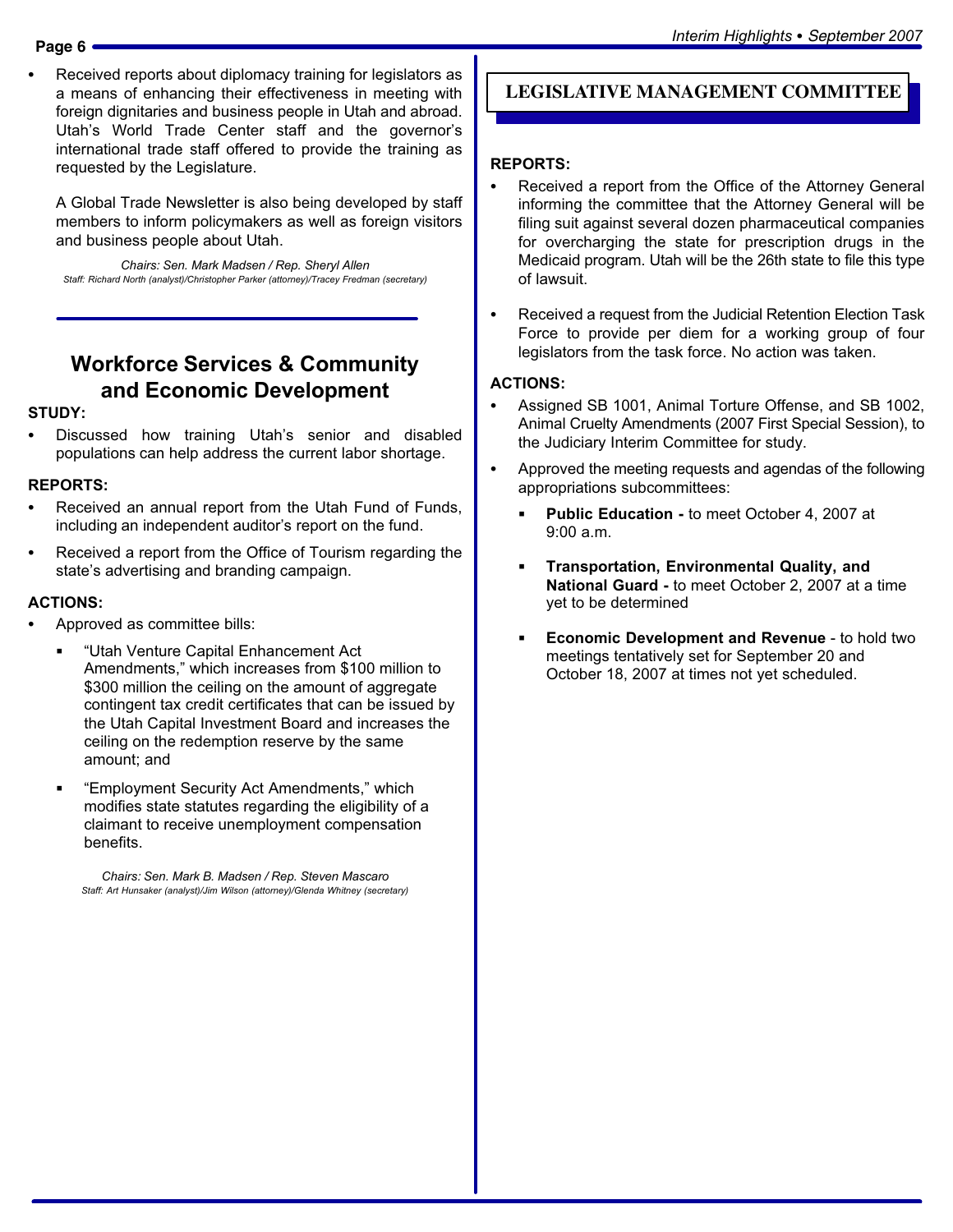- Received reports about diplomacy training for legislators as a means of enhancing their effectiveness in meeting with foreign dignitaries and business people in Utah and abroad. Utah's World Trade Center staff and the governor's international trade staff offered to provide the training as requested by the Legislature.

  A Global Trade Newsletter is also being developed by staff members to inform policymakers as well as foreign visitors and business people about Utah.

*Chairs: Sen. Mark Madsen / Rep. Sheryl Allen*
*Staff: Richard North (analyst)/Christopher Parker (attorney)/Tracey Fredman (secretary)*

## Workforce Services & Community and Economic Development

**STUDY:**

- Discussed how training Utah's senior and disabled populations can help address the current labor shortage.

**REPORTS:**

- Received an annual report from the Utah Fund of Funds, including an independent auditor's report on the fund.
- Received a report from the Office of Tourism regarding the state's advertising and branding campaign.

**ACTIONS:**

- Approved as committee bills:
  - "Utah Venture Capital Enhancement Act Amendments," which increases from $100 million to $300 million the ceiling on the amount of aggregate contingent tax credit certificates that can be issued by the Utah Capital Investment Board and increases the ceiling on the redemption reserve by the same amount; and
  - "Employment Security Act Amendments," which modifies state statutes regarding the eligibility of a claimant to receive unemployment compensation benefits.

*Chairs: Sen. Mark B. Madsen / Rep. Steven Mascaro*
*Staff: Art Hunsaker (analyst)/Jim Wilson (attorney)/Glenda Whitney (secretary)*

## LEGISLATIVE MANAGEMENT COMMITTEE

**REPORTS:**

- Received a report from the Office of the Attorney General informing the committee that the Attorney General will be filing suit against several dozen pharmaceutical companies for overcharging the state for prescription drugs in the Medicaid program. Utah will be the 26th state to file this type of lawsuit.
- Received a request from the Judicial Retention Election Task Force to provide per diem for a working group of four legislators from the task force. No action was taken.

**ACTIONS:**

- Assigned SB 1001, Animal Torture Offense, and SB 1002, Animal Cruelty Amendments (2007 First Special Session), to the Judiciary Interim Committee for study.
- Approved the meeting requests and agendas of the following appropriations subcommittees:
  - **Public Education -** to meet October 4, 2007 at 9:00 a.m.
  - **Transportation, Environmental Quality, and National Guard -** to meet October 2, 2007 at a time yet to be determined
  - **Economic Development and Revenue** - to hold two meetings tentatively set for September 20 and October 18, 2007 at times not yet scheduled.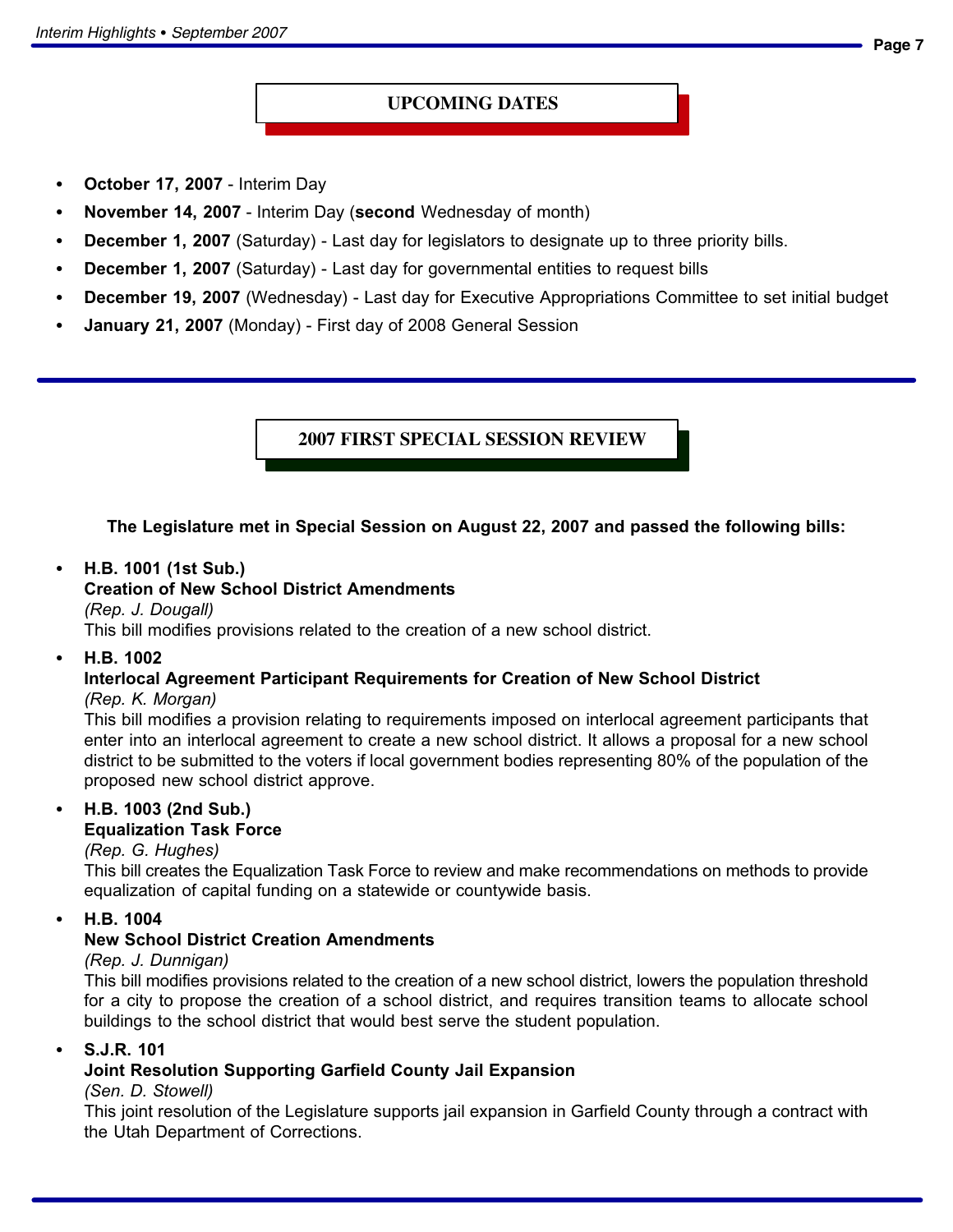## UPCOMING DATES

- **October 17, 2007** - Interim Day
- **November 14, 2007** - Interim Day (**second** Wednesday of month)
- **December 1, 2007** (Saturday) - Last day for legislators to designate up to three priority bills.
- **December 1, 2007** (Saturday) - Last day for governmental entities to request bills
- **December 19, 2007** (Wednesday) - Last day for Executive Appropriations Committee to set initial budget
- **January 21, 2007** (Monday) - First day of 2008 General Session

---

## 2007 FIRST SPECIAL SESSION REVIEW

**The Legislature met in Special Session on August 22, 2007 and passed the following bills:**

- **H.B. 1001 (1st Sub.)**
  **Creation of New School District Amendments**
  *(Rep. J. Dougall)*
  This bill modifies provisions related to the creation of a new school district.

- **H.B. 1002**
  **Interlocal Agreement Participant Requirements for Creation of New School District**
  *(Rep. K. Morgan)*
  This bill modifies a provision relating to requirements imposed on interlocal agreement participants that enter into an interlocal agreement to create a new school district. It allows a proposal for a new school district to be submitted to the voters if local government bodies representing 80% of the population of the proposed new school district approve.

- **H.B. 1003 (2nd Sub.)**
  **Equalization Task Force**
  *(Rep. G. Hughes)*
  This bill creates the Equalization Task Force to review and make recommendations on methods to provide equalization of capital funding on a statewide or countywide basis.

- **H.B. 1004**
  **New School District Creation Amendments**
  *(Rep. J. Dunnigan)*
  This bill modifies provisions related to the creation of a new school district, lowers the population threshold for a city to propose the creation of a school district, and requires transition teams to allocate school buildings to the school district that would best serve the student population.

- **S.J.R. 101**
  **Joint Resolution Supporting Garfield County Jail Expansion**
  *(Sen. D. Stowell)*
  This joint resolution of the Legislature supports jail expansion in Garfield County through a contract with the Utah Department of Corrections.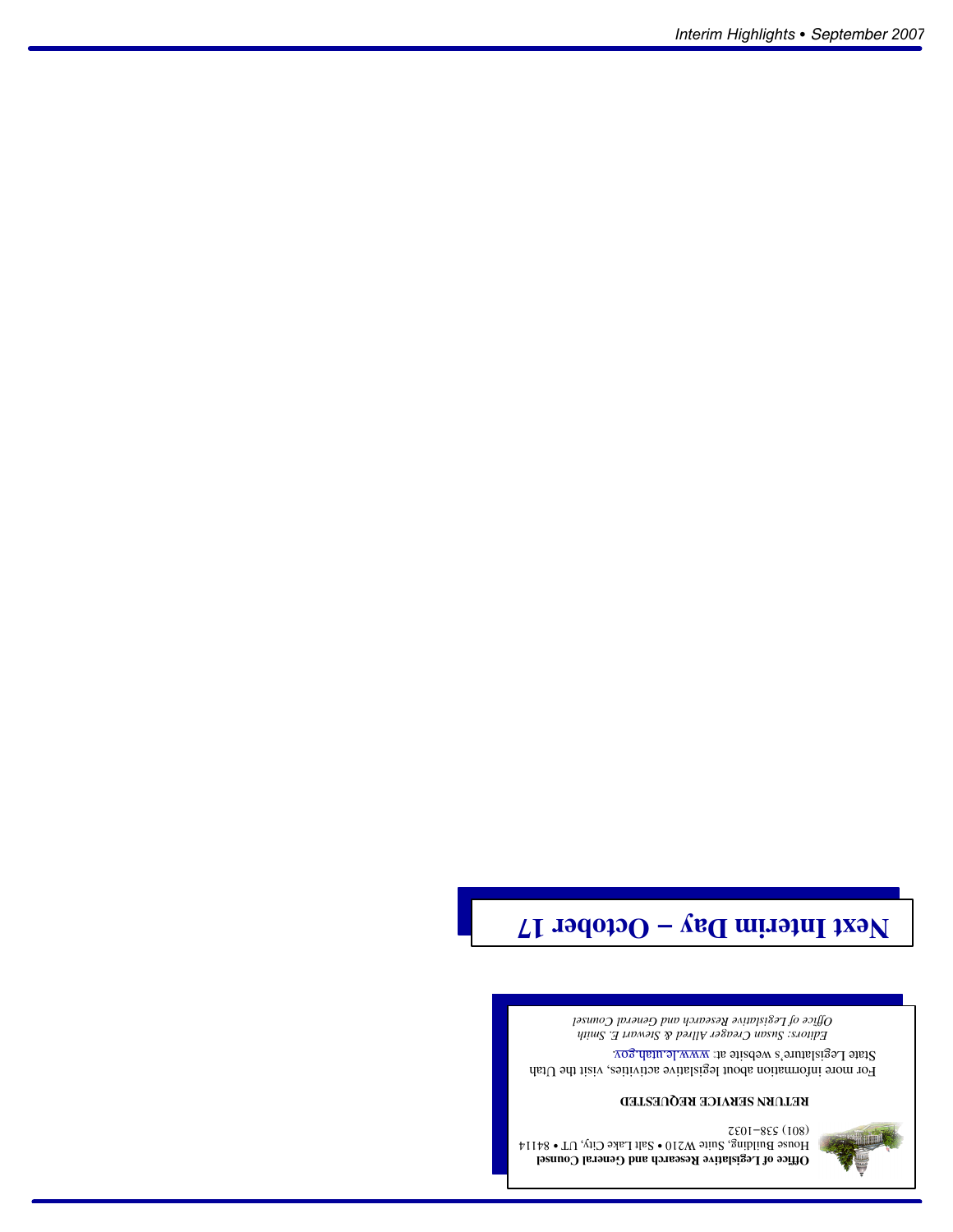## Next Interim Day – October 17

**Office of Legislative Research and General Counsel**
House Building, Suite W210 • Salt Lake City, UT • 84114
(801) 538-1032

**RETURN SERVICE REQUESTED**

For more information about legislative activities, visit the Utah State Legislature's website at: www.le.utah.gov.

*Editors: Susan Creager Allred & Stewart E. Smith*
*Office of Legislative Research and General Counsel*